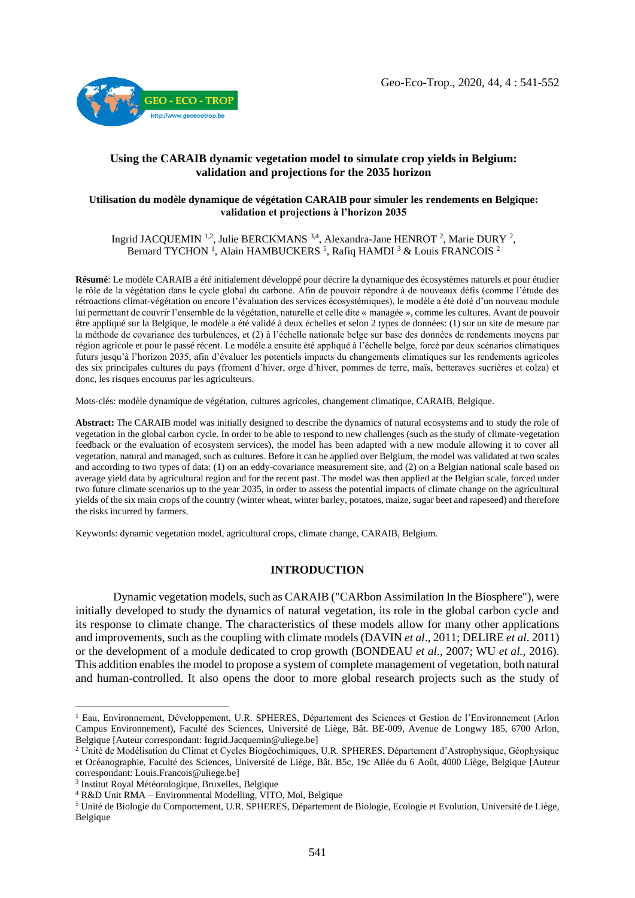# Using the CARAIB dynamic vegetation model to simulate crop yields in Belgium: validation and projections for the 2035 horizon

## Utilisation du modèle dynamique de végétation CARAIB pour simuler les rendements en Belgique: validation et projections à l'horizon 2035

Ingrid JACQUEMIN [1,2], Julie BERCKMANS [3,4], Alexandra-Jane HENROT [2], Marie DURY [2], Bernard TYCHON [1], Alain HAMBUCKERS [5], Rafiq HAMDI [3] & Louis FRANCOIS [2]

**Résumé**: Le modèle CARAIB a été initialement développé pour décrire la dynamique des écosystèmes naturels et pour étudier le rôle de la végétation dans le cycle global du carbone. Afin de pouvoir répondre à de nouveaux défis (comme l'étude des rétroactions climat-végétation ou encore l'évaluation des services écosystémiques), le modèle a été doté d'un nouveau module lui permettant de couvrir l'ensemble de la végétation, naturelle et celle dite « managée », comme les cultures. Avant de pouvoir être appliqué sur la Belgique, le modèle a été validé à deux échelles et selon 2 types de données: (1) sur un site de mesure par la méthode de covariance des turbulences, et (2) à l'échelle nationale belge sur base des données de rendements moyens par région agricole et pour le passé récent. Le modèle a ensuite été appliqué à l'échelle belge, forcé par deux scénarios climatiques futurs jusqu'à l'horizon 2035, afin d'évaluer les potentiels impacts du changements climatiques sur les rendements agricoles des six principales cultures du pays (froment d'hiver, orge d'hiver, pommes de terre, maïs, betteraves sucrières et colza) et donc, les risques encourus par les agriculteurs.

Mots-clés: modèle dynamique de végétation, cultures agricoles, changement climatique, CARAIB, Belgique.

**Abstract:** The CARAIB model was initially designed to describe the dynamics of natural ecosystems and to study the role of vegetation in the global carbon cycle. In order to be able to respond to new challenges (such as the study of climate-vegetation feedback or the evaluation of ecosystem services), the model has been adapted with a new module allowing it to cover all vegetation, natural and managed, such as cultures. Before it can be applied over Belgium, the model was validated at two scales and according to two types of data: (1) on an eddy-covariance measurement site, and (2) on a Belgian national scale based on average yield data by agricultural region and for the recent past. The model was then applied at the Belgian scale, forced under two future climate scenarios up to the year 2035, in order to assess the potential impacts of climate change on the agricultural yields of the six main crops of the country (winter wheat, winter barley, potatoes, maize, sugar beet and rapeseed) and therefore the risks incurred by farmers.

Keywords: dynamic vegetation model, agricultural crops, climate change, CARAIB, Belgium.

## INTRODUCTION

Dynamic vegetation models, such as CARAIB ("CARbon Assimilation In the Biosphere"), were initially developed to study the dynamics of natural vegetation, its role in the global carbon cycle and its response to climate change. The characteristics of these models allow for many other applications and improvements, such as the coupling with climate models (DAVIN *et al*., 2011; DELIRE *et al*. 2011) or the development of a module dedicated to crop growth (BONDEAU *et al.*, 2007; WU *et al.*, 2016). This addition enables the model to propose a system of complete management of vegetation, both natural and human-controlled. It also opens the door to more global research projects such as the study of

---

[1] Eau, Environnement, Développement, U.R. SPHERES, Département des Sciences et Gestion de l'Environnement (Arlon Campus Environnement), Faculté des Sciences, Université de Liège, Bât. BE-009, Avenue de Longwy 185, 6700 Arlon, Belgique [Auteur correspondant: Ingrid.Jacquemin@uliege.be]

[2] Unité de Modélisation du Climat et Cycles Biogéochimiques, U.R. SPHERES, Département d'Astrophysique, Géophysique et Océanographie, Faculté des Sciences, Université de Liège, Bât. B5c, 19c Allée du 6 Août, 4000 Liège, Belgique [Auteur correspondant: Louis.Francois@uliege.be]

[3] Institut Royal Météorologique, Bruxelles, Belgique

[4] R&D Unit RMA – Environmental Modelling, VITO, Mol, Belgique

[5] Unité de Biologie du Comportement, U.R. SPHERES, Département de Biologie, Ecologie et Evolution, Université de Liège, Belgique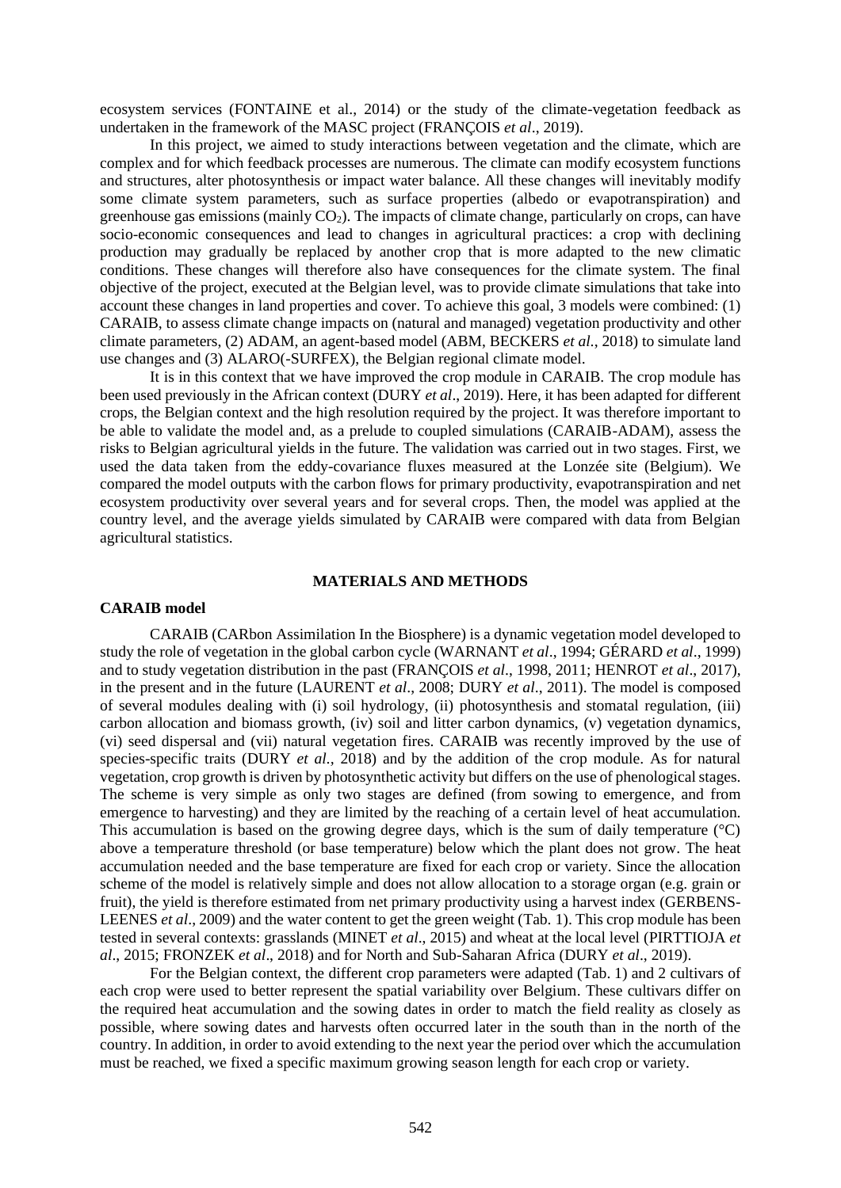ecosystem services (FONTAINE et al., 2014) or the study of the climate-vegetation feedback as undertaken in the framework of the MASC project (FRANÇOIS *et al*., 2019).

In this project, we aimed to study interactions between vegetation and the climate, which are complex and for which feedback processes are numerous. The climate can modify ecosystem functions and structures, alter photosynthesis or impact water balance. All these changes will inevitably modify some climate system parameters, such as surface properties (albedo or evapotranspiration) and greenhouse gas emissions (mainly $CO_2$). The impacts of climate change, particularly on crops, can have socio-economic consequences and lead to changes in agricultural practices: a crop with declining production may gradually be replaced by another crop that is more adapted to the new climatic conditions. These changes will therefore also have consequences for the climate system. The final objective of the project, executed at the Belgian level, was to provide climate simulations that take into account these changes in land properties and cover. To achieve this goal, 3 models were combined: (1) CARAIB, to assess climate change impacts on (natural and managed) vegetation productivity and other climate parameters, (2) ADAM, an agent-based model (ABM, BECKERS *et al.*, 2018) to simulate land use changes and (3) ALARO(-SURFEX), the Belgian regional climate model.

It is in this context that we have improved the crop module in CARAIB. The crop module has been used previously in the African context (DURY *et al*., 2019). Here, it has been adapted for different crops, the Belgian context and the high resolution required by the project. It was therefore important to be able to validate the model and, as a prelude to coupled simulations (CARAIB-ADAM), assess the risks to Belgian agricultural yields in the future. The validation was carried out in two stages. First, we used the data taken from the eddy-covariance fluxes measured at the Lonzée site (Belgium). We compared the model outputs with the carbon flows for primary productivity, evapotranspiration and net ecosystem productivity over several years and for several crops. Then, the model was applied at the country level, and the average yields simulated by CARAIB were compared with data from Belgian agricultural statistics.

## MATERIALS AND METHODS

### CARAIB model

CARAIB (CARbon Assimilation In the Biosphere) is a dynamic vegetation model developed to study the role of vegetation in the global carbon cycle (WARNANT *et al*., 1994; GÉRARD *et al*., 1999) and to study vegetation distribution in the past (FRANÇOIS *et al*., 1998, 2011; HENROT *et al*., 2017), in the present and in the future (LAURENT *et al*., 2008; DURY *et al*., 2011). The model is composed of several modules dealing with (i) soil hydrology, (ii) photosynthesis and stomatal regulation, (iii) carbon allocation and biomass growth, (iv) soil and litter carbon dynamics, (v) vegetation dynamics, (vi) seed dispersal and (vii) natural vegetation fires. CARAIB was recently improved by the use of species-specific traits (DURY *et al.*, 2018) and by the addition of the crop module. As for natural vegetation, crop growth is driven by photosynthetic activity but differs on the use of phenological stages. The scheme is very simple as only two stages are defined (from sowing to emergence, and from emergence to harvesting) and they are limited by the reaching of a certain level of heat accumulation. This accumulation is based on the growing degree days, which is the sum of daily temperature (°C) above a temperature threshold (or base temperature) below which the plant does not grow. The heat accumulation needed and the base temperature are fixed for each crop or variety. Since the allocation scheme of the model is relatively simple and does not allow allocation to a storage organ (e.g. grain or fruit), the yield is therefore estimated from net primary productivity using a harvest index (GERBENS-LEENES *et al*., 2009) and the water content to get the green weight (Tab. 1). This crop module has been tested in several contexts: grasslands (MINET *et al*., 2015) and wheat at the local level (PIRTTIOJA *et al*., 2015; FRONZEK *et al*., 2018) and for North and Sub-Saharan Africa (DURY *et al*., 2019).

For the Belgian context, the different crop parameters were adapted (Tab. 1) and 2 cultivars of each crop were used to better represent the spatial variability over Belgium. These cultivars differ on the required heat accumulation and the sowing dates in order to match the field reality as closely as possible, where sowing dates and harvests often occurred later in the south than in the north of the country. In addition, in order to avoid extending to the next year the period over which the accumulation must be reached, we fixed a specific maximum growing season length for each crop or variety.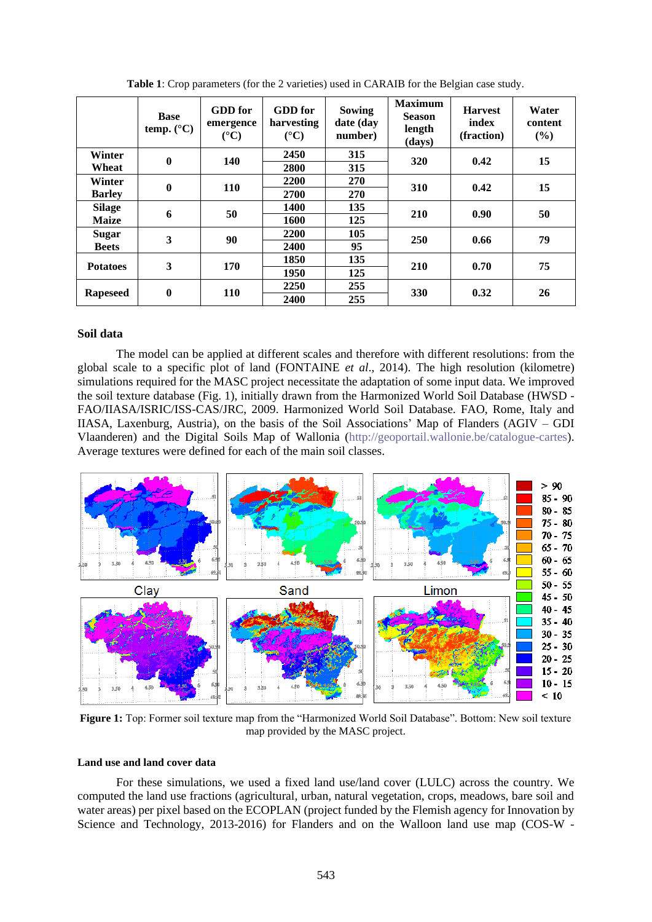**Table 1**: Crop parameters (for the 2 varieties) used in CARAIB for the Belgian case study.

| | Base temp. (°C) | GDD for emergence (°C) | GDD for harvesting (°C) | Sowing date (day number) | Maximum Season length (days) | Harvest index (fraction) | Water content (%) |
|---|---|---|---|---|---|---|---|
| **Winter Wheat** | **0** | **140** | **2450** | **315** | **320** | **0.42** | **15** |
| | | | **2800** | **315** | | | |
| **Winter Barley** | **0** | **110** | **2200** | **270** | **310** | **0.42** | **15** |
| | | | **2700** | **270** | | | |
| **Silage Maize** | **6** | **50** | **1400** | **135** | **210** | **0.90** | **50** |
| | | | **1600** | **125** | | | |
| **Sugar Beets** | **3** | **90** | **2200** | **105** | **250** | **0.66** | **79** |
| | | | **2400** | **95** | | | |
| **Potatoes** | **3** | **170** | **1850** | **135** | **210** | **0.70** | **75** |
| | | | **1950** | **125** | | | |
| **Rapeseed** | **0** | **110** | **2250** | **255** | **330** | **0.32** | **26** |
| | | | **2400** | **255** | | | |

## Soil data

The model can be applied at different scales and therefore with different resolutions: from the global scale to a specific plot of land (FONTAINE *et al*., 2014). The high resolution (kilometre) simulations required for the MASC project necessitate the adaptation of some input data. We improved the soil texture database (Fig. 1), initially drawn from the Harmonized World Soil Database (HWSD - FAO/IIASA/ISRIC/ISS-CAS/JRC, 2009. Harmonized World Soil Database. FAO, Rome, Italy and IIASA, Laxenburg, Austria), on the basis of the Soil Associations' Map of Flanders (AGIV – GDI Vlaanderen) and the Digital Soils Map of Wallonia (http://geoportail.wallonie.be/catalogue-cartes). Average textures were defined for each of the main soil classes.

**Figure 1:** Top: Former soil texture map from the "Harmonized World Soil Database". Bottom: New soil texture map provided by the MASC project.

### Land use and land cover data

For these simulations, we used a fixed land use/land cover (LULC) across the country. We computed the land use fractions (agricultural, urban, natural vegetation, crops, meadows, bare soil and water areas) per pixel based on the ECOPLAN (project funded by the Flemish agency for Innovation by Science and Technology, 2013-2016) for Flanders and on the Walloon land use map (COS-W -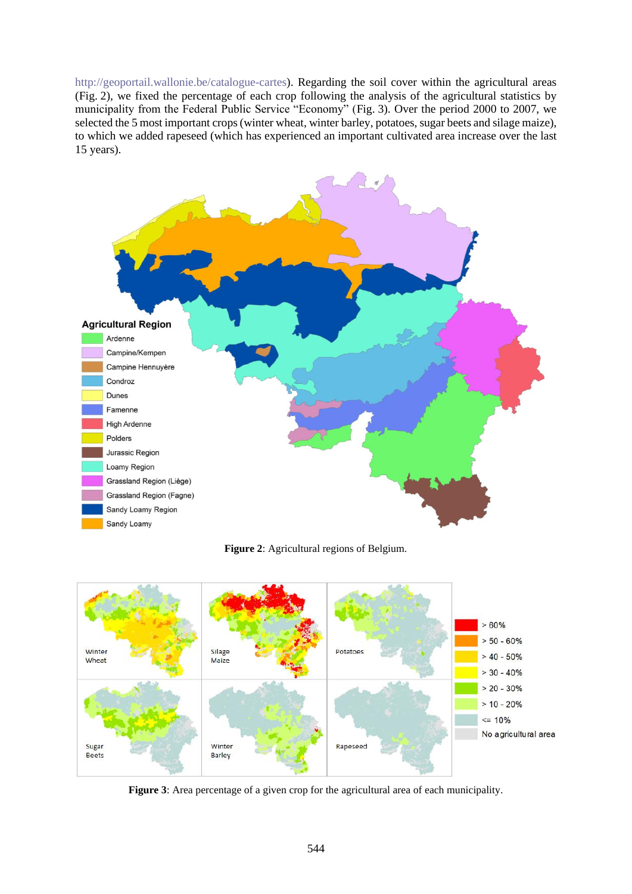http://geoportail.wallonie.be/catalogue-cartes). Regarding the soil cover within the agricultural areas (Fig. 2), we fixed the percentage of each crop following the analysis of the agricultural statistics by municipality from the Federal Public Service "Economy" (Fig. 3). Over the period 2000 to 2007, we selected the 5 most important crops (winter wheat, winter barley, potatoes, sugar beets and silage maize), to which we added rapeseed (which has experienced an important cultivated area increase over the last 15 years).

**Figure 2**: Agricultural regions of Belgium.

**Figure 3**: Area percentage of a given crop for the agricultural area of each municipality.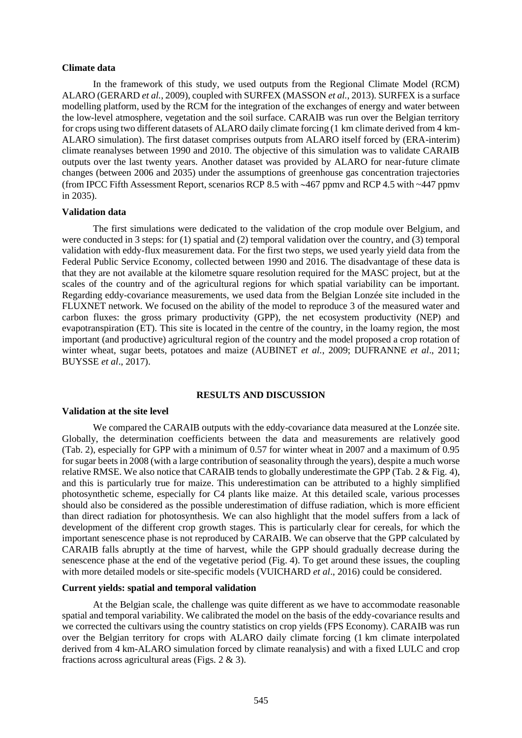**Climate data**

In the framework of this study, we used outputs from the Regional Climate Model (RCM) ALARO (GERARD *et al.*, 2009), coupled with SURFEX (MASSON *et al.*, 2013). SURFEX is a surface modelling platform, used by the RCM for the integration of the exchanges of energy and water between the low-level atmosphere, vegetation and the soil surface. CARAIB was run over the Belgian territory for crops using two different datasets of ALARO daily climate forcing (1 km climate derived from 4 km-ALARO simulation). The first dataset comprises outputs from ALARO itself forced by (ERA-interim) climate reanalyses between 1990 and 2010. The objective of this simulation was to validate CARAIB outputs over the last twenty years. Another dataset was provided by ALARO for near-future climate changes (between 2006 and 2035) under the assumptions of greenhouse gas concentration trajectories (from IPCC Fifth Assessment Report, scenarios RCP 8.5 with ~467 ppmv and RCP 4.5 with ~447 ppmv in 2035).

**Validation data**

The first simulations were dedicated to the validation of the crop module over Belgium, and were conducted in 3 steps: for (1) spatial and (2) temporal validation over the country, and (3) temporal validation with eddy-flux measurement data. For the first two steps, we used yearly yield data from the Federal Public Service Economy, collected between 1990 and 2016. The disadvantage of these data is that they are not available at the kilometre square resolution required for the MASC project, but at the scales of the country and of the agricultural regions for which spatial variability can be important. Regarding eddy-covariance measurements, we used data from the Belgian Lonzée site included in the FLUXNET network. We focused on the ability of the model to reproduce 3 of the measured water and carbon fluxes: the gross primary productivity (GPP), the net ecosystem productivity (NEP) and evapotranspiration (ET). This site is located in the centre of the country, in the loamy region, the most important (and productive) agricultural region of the country and the model proposed a crop rotation of winter wheat, sugar beets, potatoes and maize (AUBINET *et al.*, 2009; DUFRANNE *et al*., 2011; BUYSSE *et al*., 2017).

## RESULTS AND DISCUSSION

**Validation at the site level**

We compared the CARAIB outputs with the eddy-covariance data measured at the Lonzée site. Globally, the determination coefficients between the data and measurements are relatively good (Tab. 2), especially for GPP with a minimum of 0.57 for winter wheat in 2007 and a maximum of 0.95 for sugar beets in 2008 (with a large contribution of seasonality through the years), despite a much worse relative RMSE. We also notice that CARAIB tends to globally underestimate the GPP (Tab. 2 & Fig. 4), and this is particularly true for maize. This underestimation can be attributed to a highly simplified photosynthetic scheme, especially for C4 plants like maize. At this detailed scale, various processes should also be considered as the possible underestimation of diffuse radiation, which is more efficient than direct radiation for photosynthesis. We can also highlight that the model suffers from a lack of development of the different crop growth stages. This is particularly clear for cereals, for which the important senescence phase is not reproduced by CARAIB. We can observe that the GPP calculated by CARAIB falls abruptly at the time of harvest, while the GPP should gradually decrease during the senescence phase at the end of the vegetative period (Fig. 4). To get around these issues, the coupling with more detailed models or site-specific models (VUICHARD *et al*., 2016) could be considered.

**Current yields: spatial and temporal validation**

At the Belgian scale, the challenge was quite different as we have to accommodate reasonable spatial and temporal variability. We calibrated the model on the basis of the eddy-covariance results and we corrected the cultivars using the country statistics on crop yields (FPS Economy). CARAIB was run over the Belgian territory for crops with ALARO daily climate forcing (1 km climate interpolated derived from 4 km-ALARO simulation forced by climate reanalysis) and with a fixed LULC and crop fractions across agricultural areas (Figs. 2 & 3).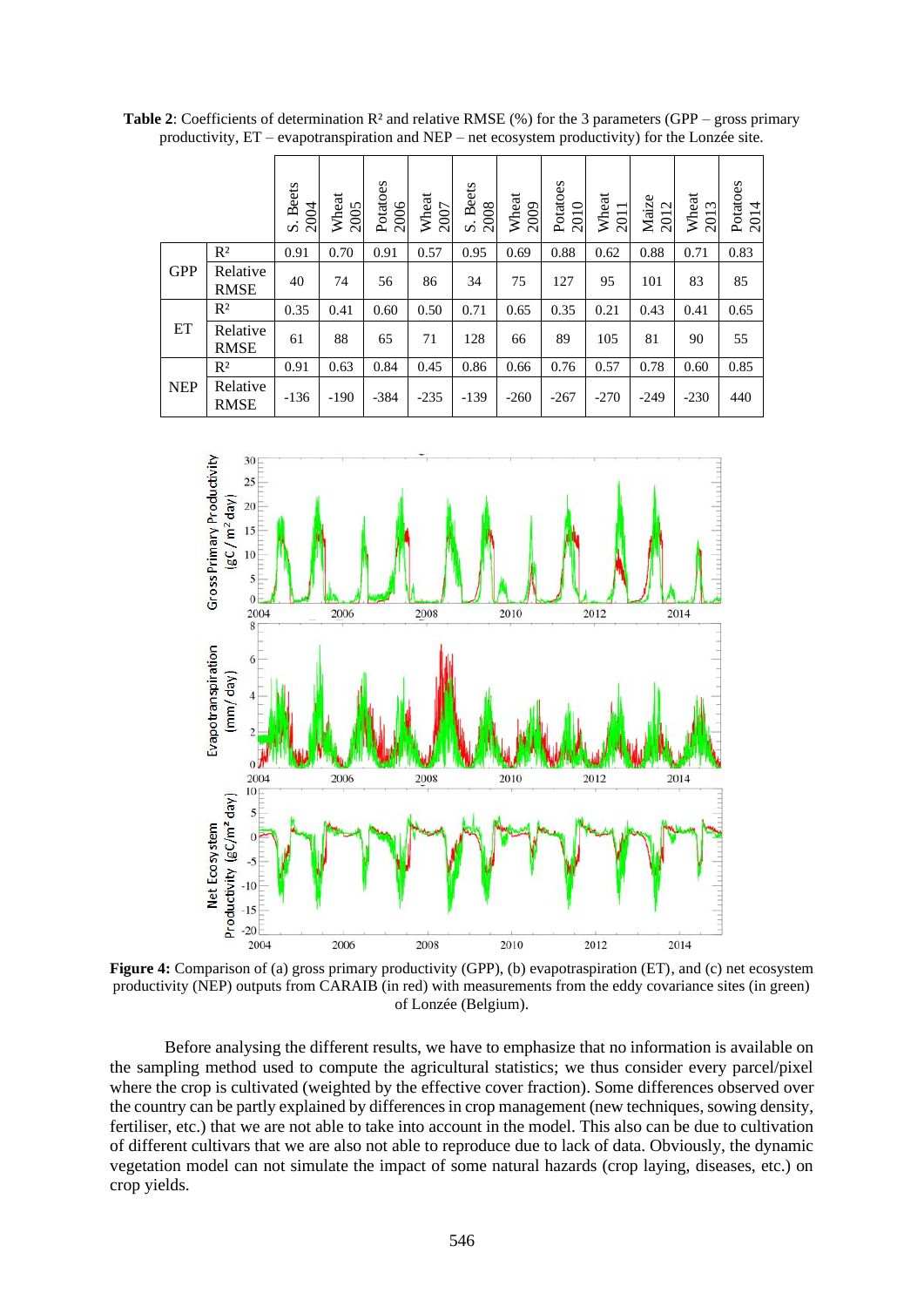**Table 2**: Coefficients of determination R² and relative RMSE (%) for the 3 parameters (GPP – gross primary productivity, ET – evapotranspiration and NEP – net ecosystem productivity) for the Lonzée site.

| | | S. Beets 2004 | Wheat 2005 | Potatoes 2006 | Wheat 2007 | S. Beets 2008 | Wheat 2009 | Potatoes 2010 | Wheat 2011 | Maize 2012 | Wheat 2013 | Potatoes 2014 |
|---|---|---|---|---|---|---|---|---|---|---|---|---|
| GPP | R² | 0.91 | 0.70 | 0.91 | 0.57 | 0.95 | 0.69 | 0.88 | 0.62 | 0.88 | 0.71 | 0.83 |
| | Relative RMSE | 40 | 74 | 56 | 86 | 34 | 75 | 127 | 95 | 101 | 83 | 85 |
| ET | R² | 0.35 | 0.41 | 0.60 | 0.50 | 0.71 | 0.65 | 0.35 | 0.21 | 0.43 | 0.41 | 0.65 |
| | Relative RMSE | 61 | 88 | 65 | 71 | 128 | 66 | 89 | 105 | 81 | 90 | 55 |
| NEP | R² | 0.91 | 0.63 | 0.84 | 0.45 | 0.86 | 0.66 | 0.76 | 0.57 | 0.78 | 0.60 | 0.85 |
| | Relative RMSE | -136 | -190 | -384 | -235 | -139 | -260 | -267 | -270 | -249 | -230 | 440 |

**Figure 4:** Comparison of (a) gross primary productivity (GPP), (b) evapotraspiration (ET), and (c) net ecosystem productivity (NEP) outputs from CARAIB (in red) with measurements from the eddy covariance sites (in green) of Lonzée (Belgium).

Before analysing the different results, we have to emphasize that no information is available on the sampling method used to compute the agricultural statistics; we thus consider every parcel/pixel where the crop is cultivated (weighted by the effective cover fraction). Some differences observed over the country can be partly explained by differences in crop management (new techniques, sowing density, fertiliser, etc.) that we are not able to take into account in the model. This also can be due to cultivation of different cultivars that we are also not able to reproduce due to lack of data. Obviously, the dynamic vegetation model can not simulate the impact of some natural hazards (crop laying, diseases, etc.) on crop yields.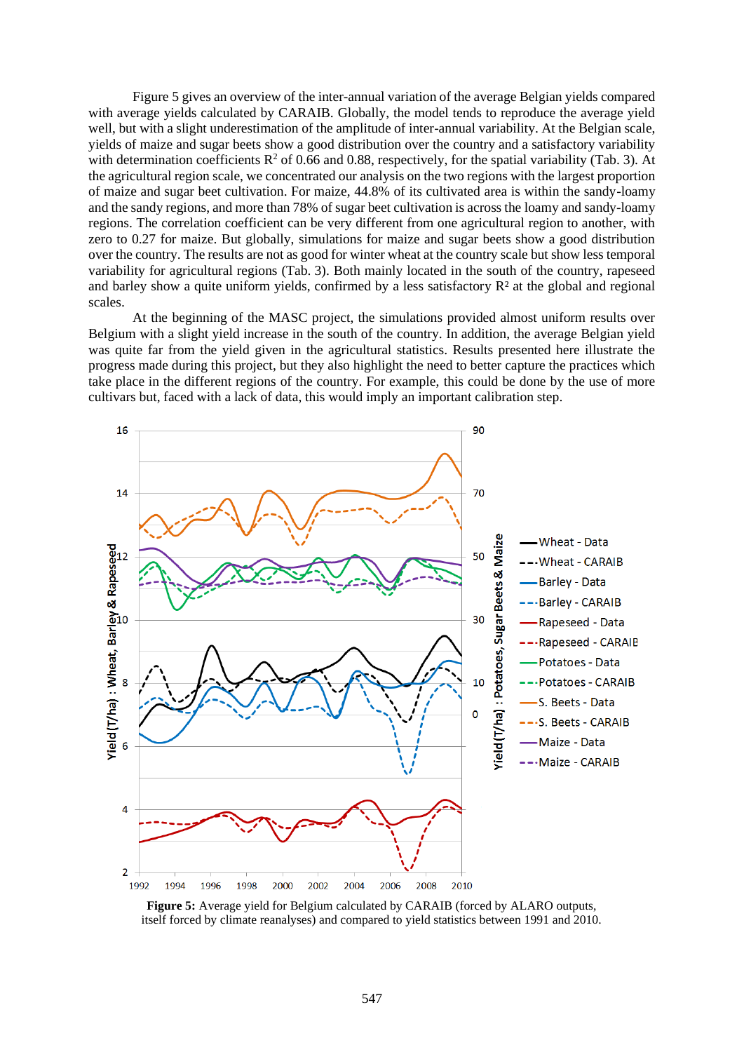Figure 5 gives an overview of the inter-annual variation of the average Belgian yields compared with average yields calculated by CARAIB. Globally, the model tends to reproduce the average yield well, but with a slight underestimation of the amplitude of inter-annual variability. At the Belgian scale, yields of maize and sugar beets show a good distribution over the country and a satisfactory variability with determination coefficients $R^2$ of 0.66 and 0.88, respectively, for the spatial variability (Tab. 3). At the agricultural region scale, we concentrated our analysis on the two regions with the largest proportion of maize and sugar beet cultivation. For maize, 44.8% of its cultivated area is within the sandy-loamy and the sandy regions, and more than 78% of sugar beet cultivation is across the loamy and sandy-loamy regions. The correlation coefficient can be very different from one agricultural region to another, with zero to 0.27 for maize. But globally, simulations for maize and sugar beets show a good distribution over the country. The results are not as good for winter wheat at the country scale but show less temporal variability for agricultural regions (Tab. 3). Both mainly located in the south of the country, rapeseed and barley show a quite uniform yields, confirmed by a less satisfactory $R^2$ at the global and regional scales.

At the beginning of the MASC project, the simulations provided almost uniform results over Belgium with a slight yield increase in the south of the country. In addition, the average Belgian yield was quite far from the yield given in the agricultural statistics. Results presented here illustrate the progress made during this project, but they also highlight the need to better capture the practices which take place in the different regions of the country. For example, this could be done by the use of more cultivars but, faced with a lack of data, this would imply an important calibration step.

**Figure 5:** Average yield for Belgium calculated by CARAIB (forced by ALARO outputs, itself forced by climate reanalyses) and compared to yield statistics between 1991 and 2010.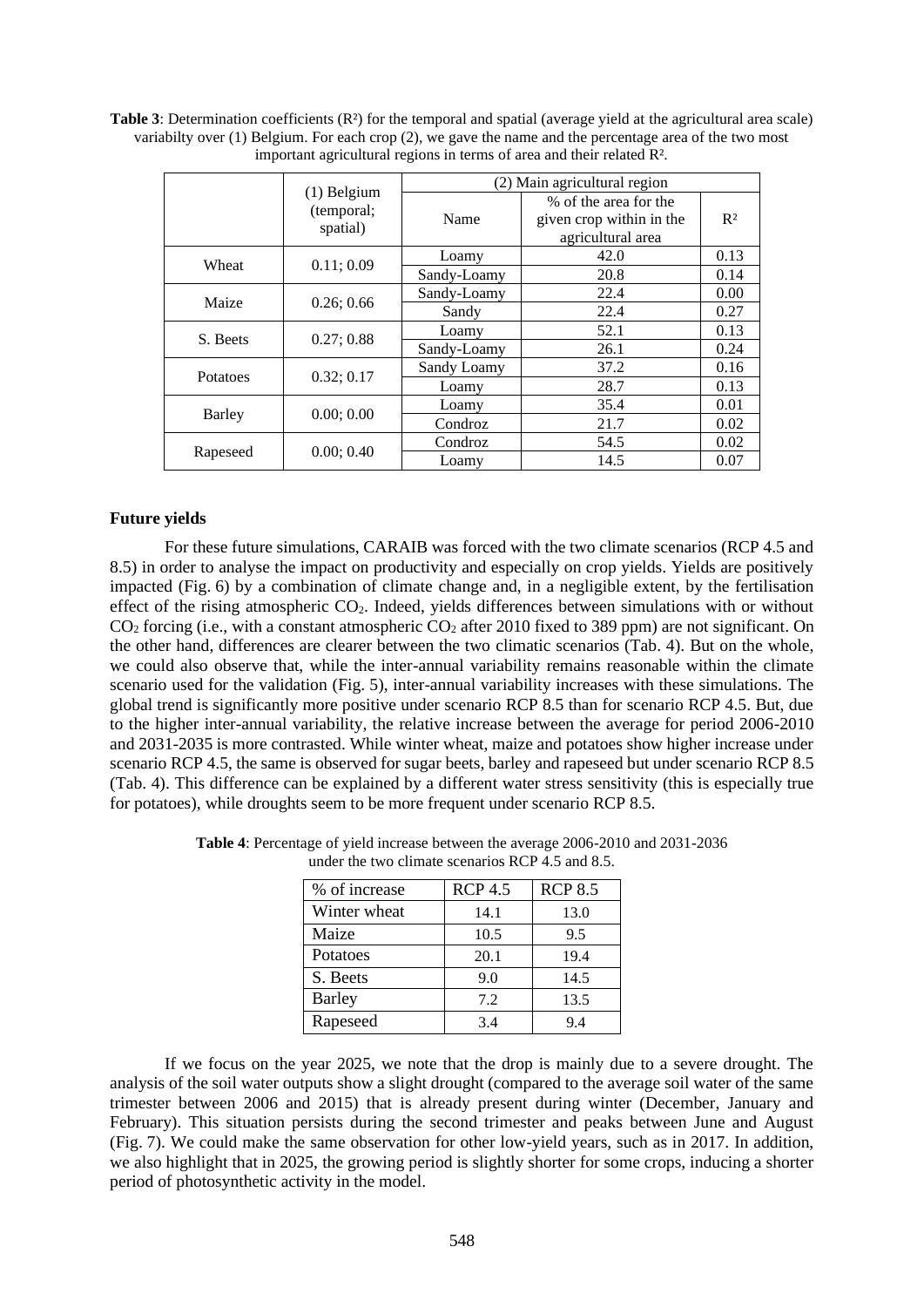**Table 3**: Determination coefficients ($R^2$) for the temporal and spatial (average yield at the agricultural area scale) variabilty over (1) Belgium. For each crop (2), we gave the name and the percentage area of the two most important agricultural regions in terms of area and their related $R^2$.

| | (1) Belgium (temporal; spatial) | (2) Main agricultural region | | |
|---|---|---|---|---|
| | | Name | % of the area for the given crop within in the agricultural area | $R^2$ |
| Wheat | 0.11; 0.09 | Loamy | 42.0 | 0.13 |
| | | Sandy-Loamy | 20.8 | 0.14 |
| Maize | 0.26; 0.66 | Sandy-Loamy | 22.4 | 0.00 |
| | | Sandy | 22.4 | 0.27 |
| S. Beets | 0.27; 0.88 | Loamy | 52.1 | 0.13 |
| | | Sandy-Loamy | 26.1 | 0.24 |
| Potatoes | 0.32; 0.17 | Sandy Loamy | 37.2 | 0.16 |
| | | Loamy | 28.7 | 0.13 |
| Barley | 0.00; 0.00 | Loamy | 35.4 | 0.01 |
| | | Condroz | 21.7 | 0.02 |
| Rapeseed | 0.00; 0.40 | Condroz | 54.5 | 0.02 |
| | | Loamy | 14.5 | 0.07 |

### Future yields

For these future simulations, CARAIB was forced with the two climate scenarios (RCP 4.5 and 8.5) in order to analyse the impact on productivity and especially on crop yields. Yields are positively impacted (Fig. 6) by a combination of climate change and, in a negligible extent, by the fertilisation effect of the rising atmospheric $CO_2$. Indeed, yields differences between simulations with or without $CO_2$ forcing (i.e., with a constant atmospheric $CO_2$ after 2010 fixed to 389 ppm) are not significant. On the other hand, differences are clearer between the two climatic scenarios (Tab. 4). But on the whole, we could also observe that, while the inter-annual variability remains reasonable within the climate scenario used for the validation (Fig. 5), inter-annual variability increases with these simulations. The global trend is significantly more positive under scenario RCP 8.5 than for scenario RCP 4.5. But, due to the higher inter-annual variability, the relative increase between the average for period 2006-2010 and 2031-2035 is more contrasted. While winter wheat, maize and potatoes show higher increase under scenario RCP 4.5, the same is observed for sugar beets, barley and rapeseed but under scenario RCP 8.5 (Tab. 4). This difference can be explained by a different water stress sensitivity (this is especially true for potatoes), while droughts seem to be more frequent under scenario RCP 8.5.

**Table 4**: Percentage of yield increase between the average 2006-2010 and 2031-2036 under the two climate scenarios RCP 4.5 and 8.5.

| % of increase | RCP 4.5 | RCP 8.5 |
|---|---|---|
| Winter wheat | 14.1 | 13.0 |
| Maize | 10.5 | 9.5 |
| Potatoes | 20.1 | 19.4 |
| S. Beets | 9.0 | 14.5 |
| Barley | 7.2 | 13.5 |
| Rapeseed | 3.4 | 9.4 |

If we focus on the year 2025, we note that the drop is mainly due to a severe drought. The analysis of the soil water outputs show a slight drought (compared to the average soil water of the same trimester between 2006 and 2015) that is already present during winter (December, January and February). This situation persists during the second trimester and peaks between June and August (Fig. 7). We could make the same observation for other low-yield years, such as in 2017. In addition, we also highlight that in 2025, the growing period is slightly shorter for some crops, inducing a shorter period of photosynthetic activity in the model.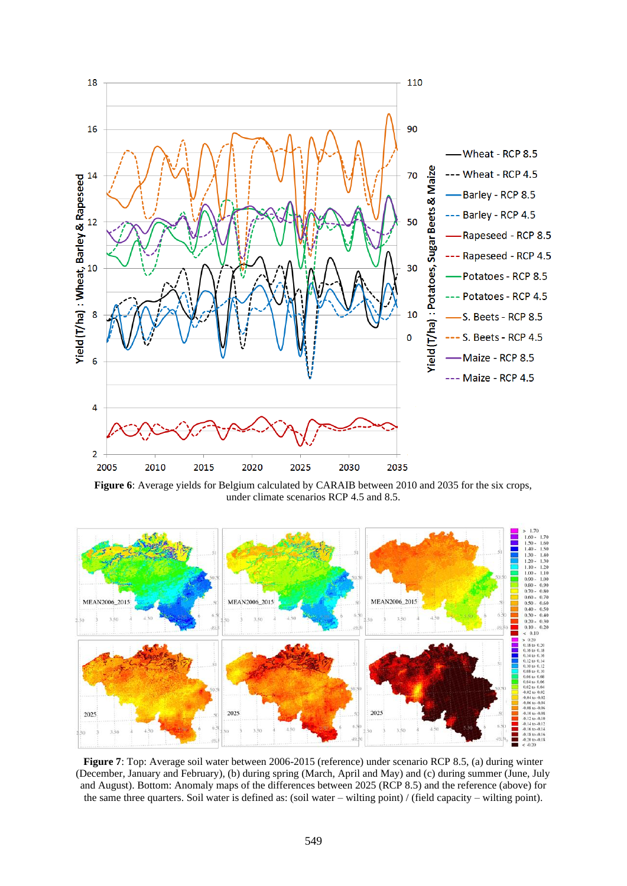**Figure 6**: Average yields for Belgium calculated by CARAIB between 2010 and 2035 for the six crops, under climate scenarios RCP 4.5 and 8.5.

**Figure 7**: Top: Average soil water between 2006-2015 (reference) under scenario RCP 8.5, (a) during winter (December, January and February), (b) during spring (March, April and May) and (c) during summer (June, July and August). Bottom: Anomaly maps of the differences between 2025 (RCP 8.5) and the reference (above) for the same three quarters. Soil water is defined as: (soil water – wilting point) / (field capacity – wilting point).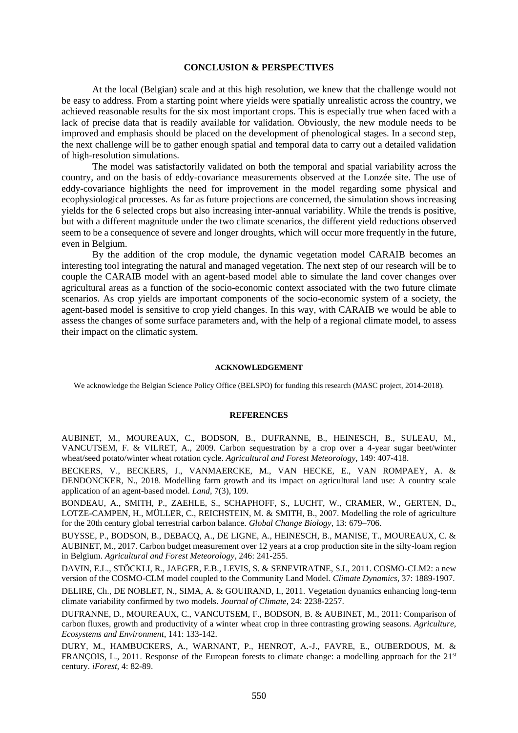## CONCLUSION & PERSPECTIVES

At the local (Belgian) scale and at this high resolution, we knew that the challenge would not be easy to address. From a starting point where yields were spatially unrealistic across the country, we achieved reasonable results for the six most important crops. This is especially true when faced with a lack of precise data that is readily available for validation. Obviously, the new module needs to be improved and emphasis should be placed on the development of phenological stages. In a second step, the next challenge will be to gather enough spatial and temporal data to carry out a detailed validation of high-resolution simulations.

The model was satisfactorily validated on both the temporal and spatial variability across the country, and on the basis of eddy-covariance measurements observed at the Lonzée site. The use of eddy-covariance highlights the need for improvement in the model regarding some physical and ecophysiological processes. As far as future projections are concerned, the simulation shows increasing yields for the 6 selected crops but also increasing inter-annual variability. While the trends is positive, but with a different magnitude under the two climate scenarios, the different yield reductions observed seem to be a consequence of severe and longer droughts, which will occur more frequently in the future, even in Belgium.

By the addition of the crop module, the dynamic vegetation model CARAIB becomes an interesting tool integrating the natural and managed vegetation. The next step of our research will be to couple the CARAIB model with an agent-based model able to simulate the land cover changes over agricultural areas as a function of the socio-economic context associated with the two future climate scenarios. As crop yields are important components of the socio-economic system of a society, the agent-based model is sensitive to crop yield changes. In this way, with CARAIB we would be able to assess the changes of some surface parameters and, with the help of a regional climate model, to assess their impact on the climatic system.

### ACKNOWLEDGEMENT

We acknowledge the Belgian Science Policy Office (BELSPO) for funding this research (MASC project, 2014-2018).

### REFERENCES

AUBINET, M., MOUREAUX, C., BODSON, B., DUFRANNE, B., HEINESCH, B., SULEAU, M., VANCUTSEM, F. & VILRET, A., 2009. Carbon sequestration by a crop over a 4-year sugar beet/winter wheat/seed potato/winter wheat rotation cycle. *Agricultural and Forest Meteorology*, 149: 407-418.

BECKERS, V., BECKERS, J., VANMAERCKE, M., VAN HECKE, E., VAN ROMPAEY, A. & DENDONCKER, N., 2018. Modelling farm growth and its impact on agricultural land use: A country scale application of an agent-based model. *Land*, 7(3), 109.

BONDEAU, A., SMITH, P., ZAEHLE, S., SCHAPHOFF, S., LUCHT, W., CRAMER, W., GERTEN, D., LOTZE-CAMPEN, H., MÜLLER, C., REICHSTEIN, M. & SMITH, B., 2007. Modelling the role of agriculture for the 20th century global terrestrial carbon balance. *Global Change Biology*, 13: 679–706.

BUYSSE, P., BODSON, B., DEBACQ, A., DE LIGNE, A., HEINESCH, B., MANISE, T., MOUREAUX, C. & AUBINET, M., 2017. Carbon budget measurement over 12 years at a crop production site in the silty-loam region in Belgium. *Agricultural and Forest Meteorology*, 246: 241-255.

DAVIN, E.L., STÖCKLI, R., JAEGER, E.B., LEVIS, S. & SENEVIRATNE, S.I., 2011. COSMO-CLM2: a new version of the COSMO-CLM model coupled to the Community Land Model. *Climate Dynamics*, 37: 1889-1907.

DELIRE, Ch., DE NOBLET, N., SIMA, A. & GOUIRAND, I., 2011. Vegetation dynamics enhancing long-term climate variability confirmed by two models. *Journal of Climate*, 24: 2238-2257.

DUFRANNE, D., MOUREAUX, C., VANCUTSEM, F., BODSON, B. & AUBINET, M., 2011: Comparison of carbon fluxes, growth and productivity of a winter wheat crop in three contrasting growing seasons. *Agriculture, Ecosystems and Environment*, 141: 133-142.

DURY, M., HAMBUCKERS, A., WARNANT, P., HENROT, A.-J., FAVRE, E., OUBERDOUS, M. & FRANÇOIS, L., 2011. Response of the European forests to climate change: a modelling approach for the 21st century. *iForest*, 4: 82-89.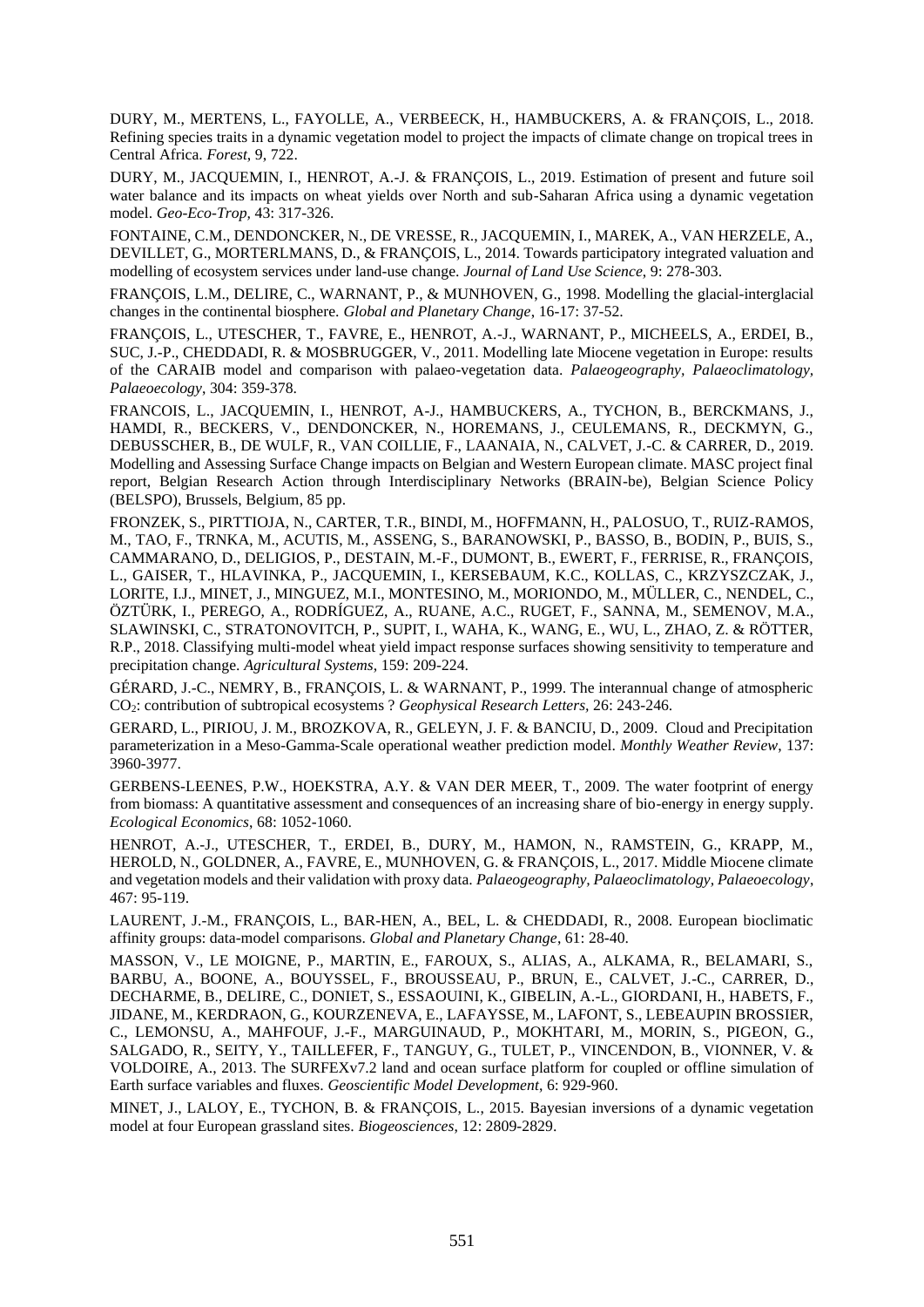DURY, M., MERTENS, L., FAYOLLE, A., VERBEECK, H., HAMBUCKERS, A. & FRANÇOIS, L., 2018. Refining species traits in a dynamic vegetation model to project the impacts of climate change on tropical trees in Central Africa. *Forest*, 9, 722.

DURY, M., JACQUEMIN, I., HENROT, A.-J. & FRANÇOIS, L., 2019. Estimation of present and future soil water balance and its impacts on wheat yields over North and sub-Saharan Africa using a dynamic vegetation model. *Geo-Eco-Trop*, 43: 317-326.

FONTAINE, C.M., DENDONCKER, N., DE VRESSE, R., JACQUEMIN, I., MAREK, A., VAN HERZELE, A., DEVILLET, G., MORTERLMANS, D., & FRANÇOIS, L., 2014. Towards participatory integrated valuation and modelling of ecosystem services under land-use change. *Journal of Land Use Science*, 9: 278-303.

FRANÇOIS, L.M., DELIRE, C., WARNANT, P., & MUNHOVEN, G., 1998. Modelling the glacial-interglacial changes in the continental biosphere. *Global and Planetary Change*, 16-17: 37-52.

FRANÇOIS, L., UTESCHER, T., FAVRE, E., HENROT, A.-J., WARNANT, P., MICHEELS, A., ERDEI, B., SUC, J.-P., CHEDDADI, R. & MOSBRUGGER, V., 2011. Modelling late Miocene vegetation in Europe: results of the CARAIB model and comparison with palaeo-vegetation data. *Palaeogeography, Palaeoclimatology, Palaeoecology*, 304: 359-378.

FRANCOIS, L., JACQUEMIN, I., HENROT, A-J., HAMBUCKERS, A., TYCHON, B., BERCKMANS, J., HAMDI, R., BECKERS, V., DENDONCKER, N., HOREMANS, J., CEULEMANS, R., DECKMYN, G., DEBUSSCHER, B., DE WULF, R., VAN COILLIE, F., LAANAIA, N., CALVET, J.-C. & CARRER, D., 2019. Modelling and Assessing Surface Change impacts on Belgian and Western European climate. MASC project final report, Belgian Research Action through Interdisciplinary Networks (BRAIN-be), Belgian Science Policy (BELSPO), Brussels, Belgium, 85 pp.

FRONZEK, S., PIRTTIOJA, N., CARTER, T.R., BINDI, M., HOFFMANN, H., PALOSUO, T., RUIZ-RAMOS, M., TAO, F., TRNKA, M., ACUTIS, M., ASSENG, S., BARANOWSKI, P., BASSO, B., BODIN, P., BUIS, S., CAMMARANO, D., DELIGIOS, P., DESTAIN, M.-F., DUMONT, B., EWERT, F., FERRISE, R., FRANÇOIS, L., GAISER, T., HLAVINKA, P., JACQUEMIN, I., KERSEBAUM, K.C., KOLLAS, C., KRZYSZCZAK, J., LORITE, I.J., MINET, J., MINGUEZ, M.I., MONTESINO, M., MORIONDO, M., MÜLLER, C., NENDEL, C., ÖZTÜRK, I., PEREGO, A., RODRÍGUEZ, A., RUANE, A.C., RUGET, F., SANNA, M., SEMENOV, M.A., SLAWINSKI, C., STRATONOVITCH, P., SUPIT, I., WAHA, K., WANG, E., WU, L., ZHAO, Z. & RÖTTER, R.P., 2018. Classifying multi-model wheat yield impact response surfaces showing sensitivity to temperature and precipitation change. *Agricultural Systems*, 159: 209-224.

GÉRARD, J.-C., NEMRY, B., FRANÇOIS, L. & WARNANT, P., 1999. The interannual change of atmospheric $CO_2$: contribution of subtropical ecosystems ? *Geophysical Research Letters*, 26: 243-246.

GERARD, L., PIRIOU, J. M., BROZKOVA, R., GELEYN, J. F. & BANCIU, D., 2009. Cloud and Precipitation parameterization in a Meso-Gamma-Scale operational weather prediction model. *Monthly Weather Review*, 137: 3960-3977.

GERBENS-LEENES, P.W., HOEKSTRA, A.Y. & VAN DER MEER, T., 2009. The water footprint of energy from biomass: A quantitative assessment and consequences of an increasing share of bio-energy in energy supply. *Ecological Economics*, 68: 1052-1060.

HENROT, A.-J., UTESCHER, T., ERDEI, B., DURY, M., HAMON, N., RAMSTEIN, G., KRAPP, M., HEROLD, N., GOLDNER, A., FAVRE, E., MUNHOVEN, G. & FRANÇOIS, L., 2017. Middle Miocene climate and vegetation models and their validation with proxy data. *Palaeogeography, Palaeoclimatology, Palaeoecology*, 467: 95-119.

LAURENT, J.-M., FRANÇOIS, L., BAR-HEN, A., BEL, L. & CHEDDADI, R., 2008. European bioclimatic affinity groups: data-model comparisons. *Global and Planetary Change*, 61: 28-40.

MASSON, V., LE MOIGNE, P., MARTIN, E., FAROUX, S., ALIAS, A., ALKAMA, R., BELAMARI, S., BARBU, A., BOONE, A., BOUYSSEL, F., BROUSSEAU, P., BRUN, E., CALVET, J.-C., CARRER, D., DECHARME, B., DELIRE, C., DONIET, S., ESSAOUINI, K., GIBELIN, A.-L., GIORDANI, H., HABETS, F., JIDANE, M., KERDRAON, G., KOURZENEVA, E., LAFAYSSE, M., LAFONT, S., LEBEAUPIN BROSSIER, C., LEMONSU, A., MAHFOUF, J.-F., MARGUINAUD, P., MOKHTARI, M., MORIN, S., PIGEON, G., SALGADO, R., SEITY, Y., TAILLEFER, F., TANGUY, G., TULET, P., VINCENDON, B., VIONNER, V. & VOLDOIRE, A., 2013. The SURFEXv7.2 land and ocean surface platform for coupled or offline simulation of Earth surface variables and fluxes. *Geoscientific Model Development*, 6: 929-960.

MINET, J., LALOY, E., TYCHON, B. & FRANÇOIS, L., 2015. Bayesian inversions of a dynamic vegetation model at four European grassland sites. *Biogeosciences*, 12: 2809-2829.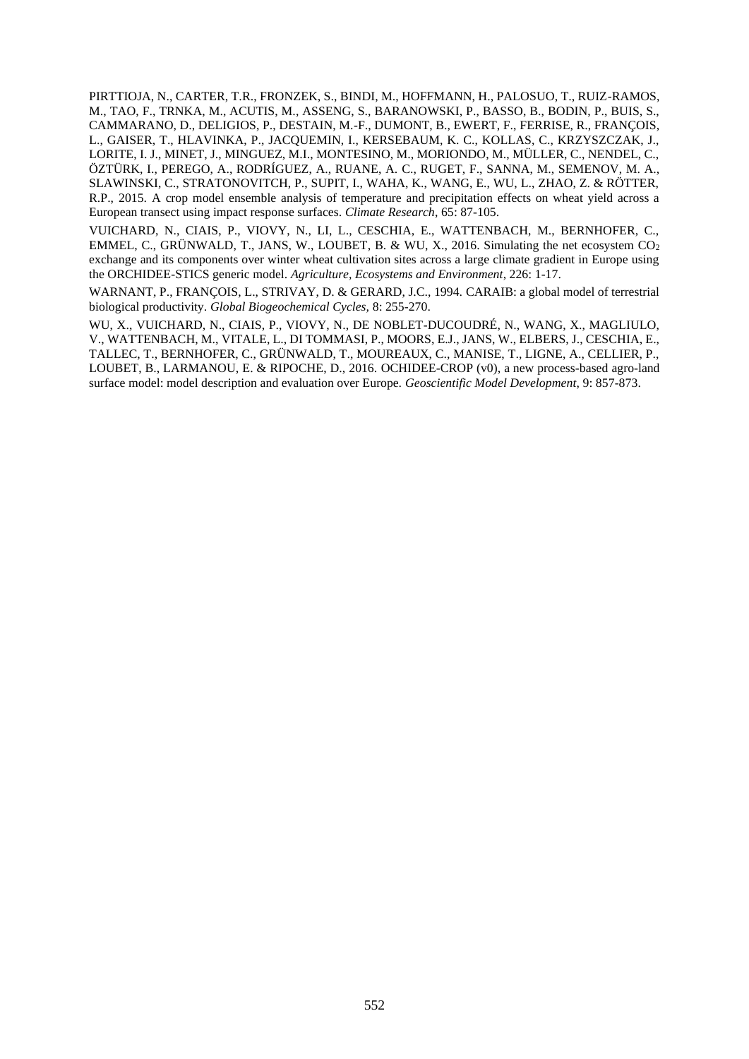PIRTTIOJA, N., CARTER, T.R., FRONZEK, S., BINDI, M., HOFFMANN, H., PALOSUO, T., RUIZ-RAMOS, M., TAO, F., TRNKA, M., ACUTIS, M., ASSENG, S., BARANOWSKI, P., BASSO, B., BODIN, P., BUIS, S., CAMMARANO, D., DELIGIOS, P., DESTAIN, M.-F., DUMONT, B., EWERT, F., FERRISE, R., FRANÇOIS, L., GAISER, T., HLAVINKA, P., JACQUEMIN, I., KERSEBAUM, K. C., KOLLAS, C., KRZYSZCZAK, J., LORITE, I. J., MINET, J., MINGUEZ, M.I., MONTESINO, M., MORIONDO, M., MÜLLER, C., NENDEL, C., ÖZTÜRK, I., PEREGO, A., RODRÍGUEZ, A., RUANE, A. C., RUGET, F., SANNA, M., SEMENOV, M. A., SLAWINSKI, C., STRATONOVITCH, P., SUPIT, I., WAHA, K., WANG, E., WU, L., ZHAO, Z. & RÖTTER, R.P., 2015. A crop model ensemble analysis of temperature and precipitation effects on wheat yield across a European transect using impact response surfaces. *Climate Research*, 65: 87-105.

VUICHARD, N., CIAIS, P., VIOVY, N., LI, L., CESCHIA, E., WATTENBACH, M., BERNHOFER, C., EMMEL, C., GRÜNWALD, T., JANS, W., LOUBET, B. & WU, X., 2016. Simulating the net ecosystem $CO_2$ exchange and its components over winter wheat cultivation sites across a large climate gradient in Europe using the ORCHIDEE-STICS generic model. *Agriculture, Ecosystems and Environment*, 226: 1-17.

WARNANT, P., FRANÇOIS, L., STRIVAY, D. & GERARD, J.C., 1994. CARAIB: a global model of terrestrial biological productivity. *Global Biogeochemical Cycles,* 8: 255-270.

WU, X., VUICHARD, N., CIAIS, P., VIOVY, N., DE NOBLET-DUCOUDRÉ, N., WANG, X., MAGLIULO, V., WATTENBACH, M., VITALE, L., DI TOMMASI, P., MOORS, E.J., JANS, W., ELBERS, J., CESCHIA, E., TALLEC, T., BERNHOFER, C., GRÜNWALD, T., MOUREAUX, C., MANISE, T., LIGNE, A., CELLIER, P., LOUBET, B., LARMANOU, E. & RIPOCHE, D., 2016. OCHIDEE-CROP (v0), a new process-based agro-land surface model: model description and evaluation over Europe. *Geoscientific Model Development*, 9: 857-873.